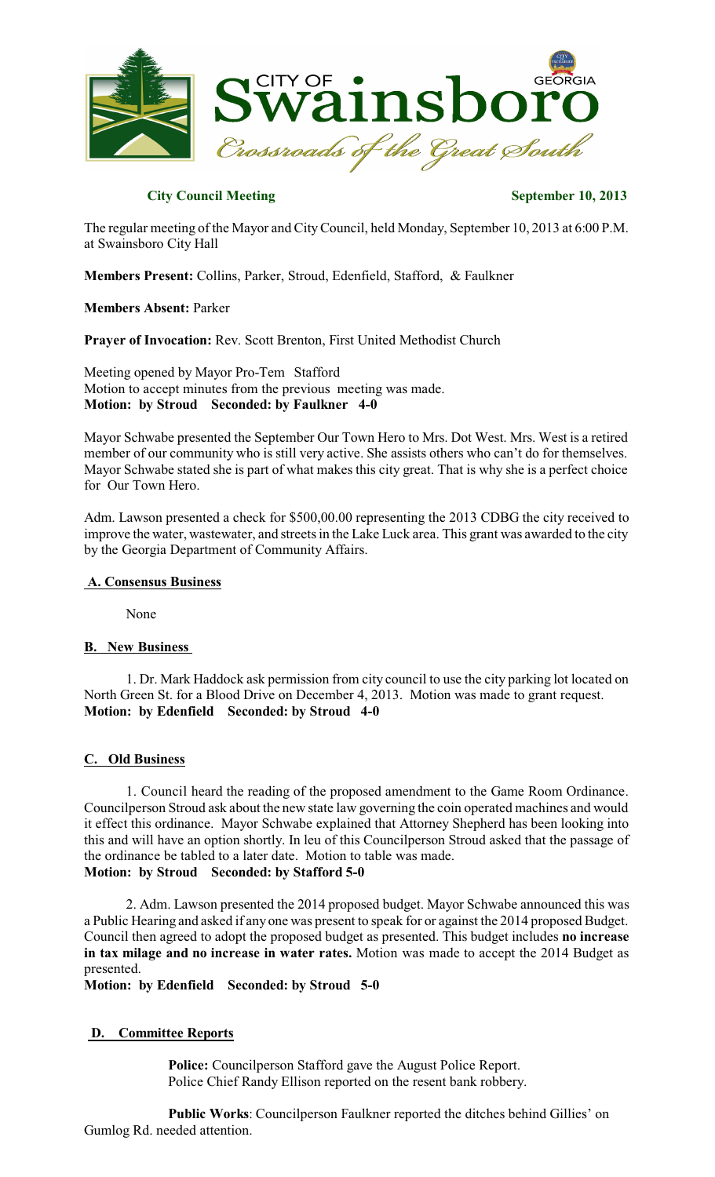**City Council Meeting** **September 10, 2013**

The regular meeting of the Mayor and City Council, held Monday, September 10, 2013 at 6:00 P.M. at Swainsboro City Hall

**Members Present:** Collins, Parker, Stroud, Edenfield, Stafford, & Faulkner

**Members Absent:** Parker

**Prayer of Invocation:** Rev. Scott Brenton, First United Methodist Church

Meeting opened by Mayor Pro-Tem Stafford
Motion to accept minutes from the previous meeting was made.
**Motion: by Stroud Seconded: by Faulkner 4-0**

Mayor Schwabe presented the September Our Town Hero to Mrs. Dot West. Mrs. West is a retired member of our community who is still very active. She assists others who can't do for themselves. Mayor Schwabe stated she is part of what makes this city great. That is why she is a perfect choice for Our Town Hero.

Adm. Lawson presented a check for $500,00.00 representing the 2013 CDBG the city received to improve the water, wastewater, and streets in the Lake Luck area. This grant was awarded to the city by the Georgia Department of Community Affairs.

## A. Consensus Business

None

## B. New Business

1. Dr. Mark Haddock ask permission from city council to use the city parking lot located on North Green St. for a Blood Drive on December 4, 2013. Motion was made to grant request.
**Motion: by Edenfield Seconded: by Stroud 4-0**

## C. Old Business

1. Council heard the reading of the proposed amendment to the Game Room Ordinance. Councilperson Stroud ask about the new state law governing the coin operated machines and would it effect this ordinance. Mayor Schwabe explained that Attorney Shepherd has been looking into this and will have an option shortly. In leu of this Councilperson Stroud asked that the passage of the ordinance be tabled to a later date. Motion to table was made.
**Motion: by Stroud Seconded: by Stafford 5-0**

2. Adm. Lawson presented the 2014 proposed budget. Mayor Schwabe announced this was a Public Hearing and asked if any one was present to speak for or against the 2014 proposed Budget. Council then agreed to adopt the proposed budget as presented. This budget includes **no increase in tax milage and no increase in water rates.** Motion was made to accept the 2014 Budget as presented.
**Motion: by Edenfield Seconded: by Stroud 5-0**

## D. Committee Reports

**Police:** Councilperson Stafford gave the August Police Report.
Police Chief Randy Ellison reported on the resent bank robbery.

**Public Works**: Councilperson Faulkner reported the ditches behind Gillies' on Gumlog Rd. needed attention.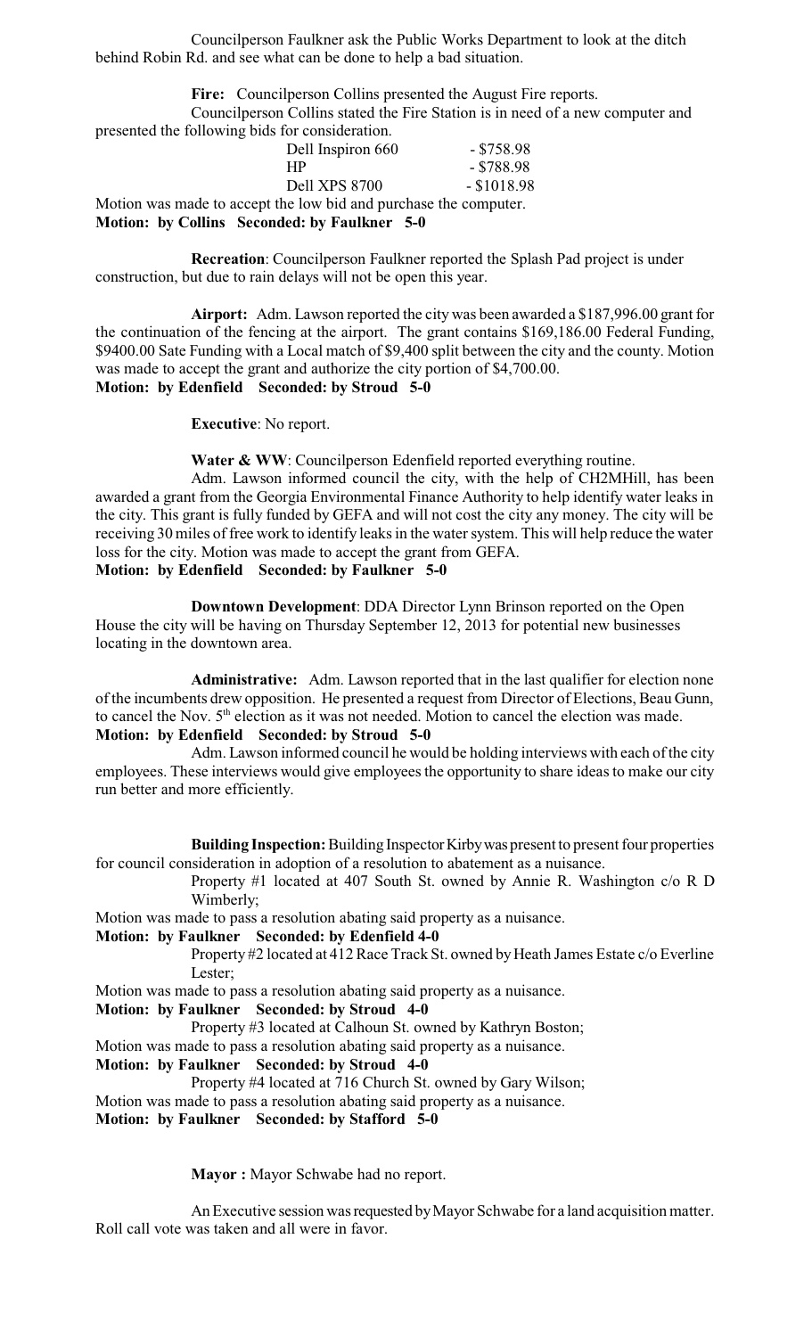Councilperson Faulkner ask the Public Works Department to look at the ditch behind Robin Rd. and see what can be done to help a bad situation.

**Fire:** Councilperson Collins presented the August Fire reports.

Councilperson Collins stated the Fire Station is in need of a new computer and presented the following bids for consideration.

| | |
|---|---|
| Dell Inspiron 660 | - $758.98 |
| HP | - $788.98 |
| Dell XPS 8700 | - $1018.98 |

Motion was made to accept the low bid and purchase the computer.
**Motion: by Collins Seconded: by Faulkner 5-0**

**Recreation**: Councilperson Faulkner reported the Splash Pad project is under construction, but due to rain delays will not be open this year.

**Airport:** Adm. Lawson reported the city was been awarded a $187,996.00 grant for the continuation of the fencing at the airport. The grant contains $169,186.00 Federal Funding, $9400.00 Sate Funding with a Local match of $9,400 split between the city and the county. Motion was made to accept the grant and authorize the city portion of $4,700.00.
**Motion: by Edenfield Seconded: by Stroud 5-0**

**Executive**: No report.

**Water & WW**: Councilperson Edenfield reported everything routine.

Adm. Lawson informed council the city, with the help of CH2MHill, has been awarded a grant from the Georgia Environmental Finance Authority to help identify water leaks in the city. This grant is fully funded by GEFA and will not cost the city any money. The city will be receiving 30 miles of free work to identify leaks in the water system. This will help reduce the water loss for the city. Motion was made to accept the grant from GEFA.
**Motion: by Edenfield Seconded: by Faulkner 5-0**

**Downtown Development**: DDA Director Lynn Brinson reported on the Open House the city will be having on Thursday September 12, 2013 for potential new businesses locating in the downtown area.

**Administrative:** Adm. Lawson reported that in the last qualifier for election none of the incumbents drew opposition. He presented a request from Director of Elections, Beau Gunn, to cancel the Nov. 5th election as it was not needed. Motion to cancel the election was made.
**Motion: by Edenfield Seconded: by Stroud 5-0**

Adm. Lawson informed council he would be holding interviews with each of the city employees. These interviews would give employees the opportunity to share ideas to make our city run better and more efficiently.

**Building Inspection:** Building Inspector Kirby was present to present four properties for council consideration in adoption of a resolution to abatement as a nuisance.

Property #1 located at 407 South St. owned by Annie R. Washington c/o R D Wimberly;

Motion was made to pass a resolution abating said property as a nuisance.
**Motion: by Faulkner Seconded: by Edenfield 4-0**

Property #2 located at 412 Race Track St. owned by Heath James Estate c/o Everline Lester;

Motion was made to pass a resolution abating said property as a nuisance.
**Motion: by Faulkner Seconded: by Stroud 4-0**

Property #3 located at Calhoun St. owned by Kathryn Boston;

Motion was made to pass a resolution abating said property as a nuisance.
**Motion: by Faulkner Seconded: by Stroud 4-0**

Property #4 located at 716 Church St. owned by Gary Wilson;

Motion was made to pass a resolution abating said property as a nuisance.
**Motion: by Faulkner Seconded: by Stafford 5-0**

**Mayor :** Mayor Schwabe had no report.

An Executive session was requested by Mayor Schwabe for a land acquisition matter. Roll call vote was taken and all were in favor.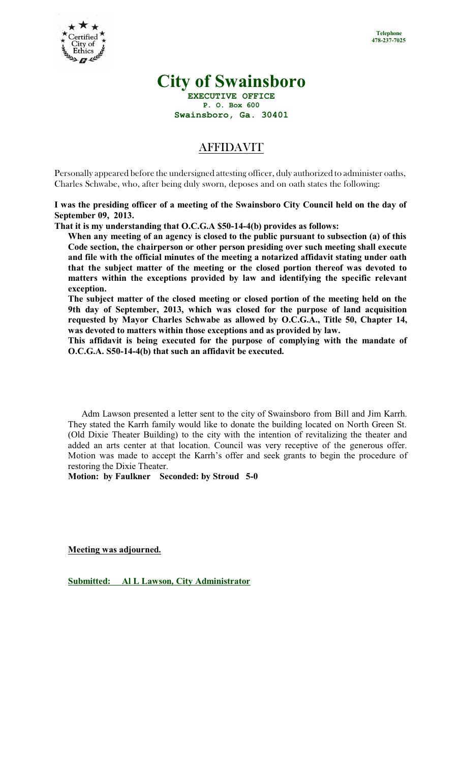Telephone
478-237-7025

# City of Swainsboro

**EXECUTIVE OFFICE**
**P. O. Box 600**
**Swainsboro, Ga. 30401**

## AFFIDAVIT

Personally appeared before the undersigned attesting officer, duly authorized to administer oaths, Charles Schwabe, who, after being duly sworn, deposes and on oath states the following:

**I was the presiding officer of a meeting of the Swainsboro City Council held on the day of September 09, 2013.**

**That it is my understanding that O.C.G.A $50-14-4(b) provides as follows:**

**When any meeting of an agency is closed to the public pursuant to subsection (a) of this Code section, the chairperson or other person presiding over such meeting shall execute and file with the official minutes of the meeting a notarized affidavit stating under oath that the subject matter of the meeting or the closed portion thereof was devoted to matters within the exceptions provided by law and identifying the specific relevant exception.**

**The subject matter of the closed meeting or closed portion of the meeting held on the 9th day of September, 2013, which was closed for the purpose of land acquisition requested by Mayor Charles Schwabe as allowed by O.C.G.A., Title 50, Chapter 14, was devoted to matters within those exceptions and as provided by law.**

**This affidavit is being executed for the purpose of complying with the mandate of O.C.G.A. S50-14-4(b) that such an affidavit be executed.**

Adm Lawson presented a letter sent to the city of Swainsboro from Bill and Jim Karrh. They stated the Karrh family would like to donate the building located on North Green St. (Old Dixie Theater Building) to the city with the intention of revitalizing the theater and added an arts center at that location. Council was very receptive of the generous offer. Motion was made to accept the Karrh's offer and seek grants to begin the procedure of restoring the Dixie Theater.

**Motion: by Faulkner Seconded: by Stroud 5-0**

**Meeting was adjourned.**

**Submitted: Al L Lawson, City Administrator**